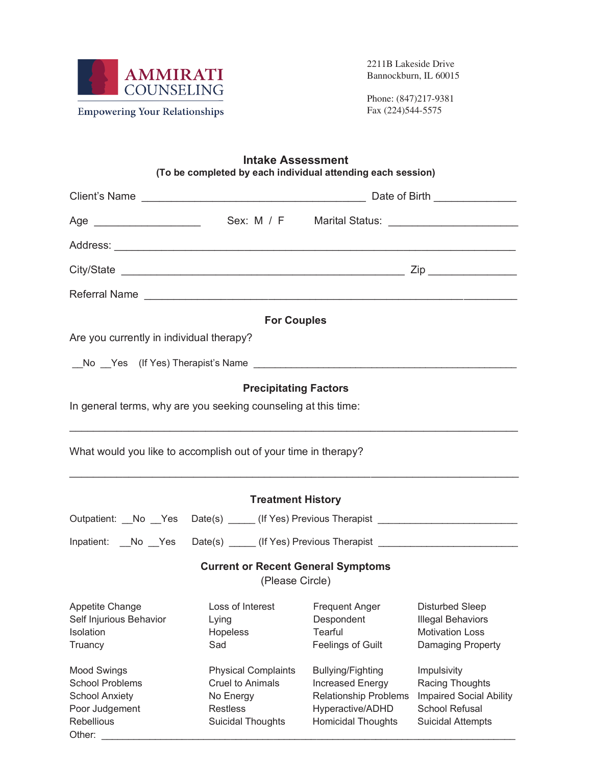AMMIRATI COUNSELING

Empowering Your Relationships

2211B Lakeside Drive
Bannockburn, IL 60015

Phone: (847)217-9381
Fax (224)544-5575

## Intake Assessment

**(To be completed by each individual attending each session)**

Client's Name ______________________________________ Date of Birth _____________

Age _________________ Sex: M / F Marital Status: _____________________

Address: ____________________________________________________________________

City/State ________________________________________________ Zip ______________

Referral Name _______________________________________________________________

### For Couples

Are you currently in individual therapy?

__No __Yes (If Yes) Therapist's Name _____________________________________________

### Precipitating Factors

In general terms, why are you seeking counseling at this time:

_____________________________________________________________________________

What would you like to accomplish out of your time in therapy?

_____________________________________________________________________________

### Treatment History

Outpatient: __No __Yes Date(s) _____ (If Yes) Previous Therapist _______________________

Inpatient: __No __Yes Date(s) _____ (If Yes) Previous Therapist _______________________

### Current or Recent General Symptoms

(Please Circle)

| | | | |
|---|---|---|---|
| Appetite Change | Loss of Interest | Frequent Anger | Disturbed Sleep |
| Self Injurious Behavior | Lying | Despondent | Illegal Behaviors |
| Isolation | Hopeless | Tearful | Motivation Loss |
| Truancy | Sad | Feelings of Guilt | Damaging Property |
| Mood Swings | Physical Complaints | Bullying/Fighting | Impulsivity |
| School Problems | Cruel to Animals | Increased Energy | Racing Thoughts |
| School Anxiety | No Energy | Relationship Problems | Impaired Social Ability |
| Poor Judgement | Restless | Hyperactive/ADHD | School Refusal |
| Rebellious | Suicidal Thoughts | Homicidal Thoughts | Suicidal Attempts |

Other: ______________________________________________________________________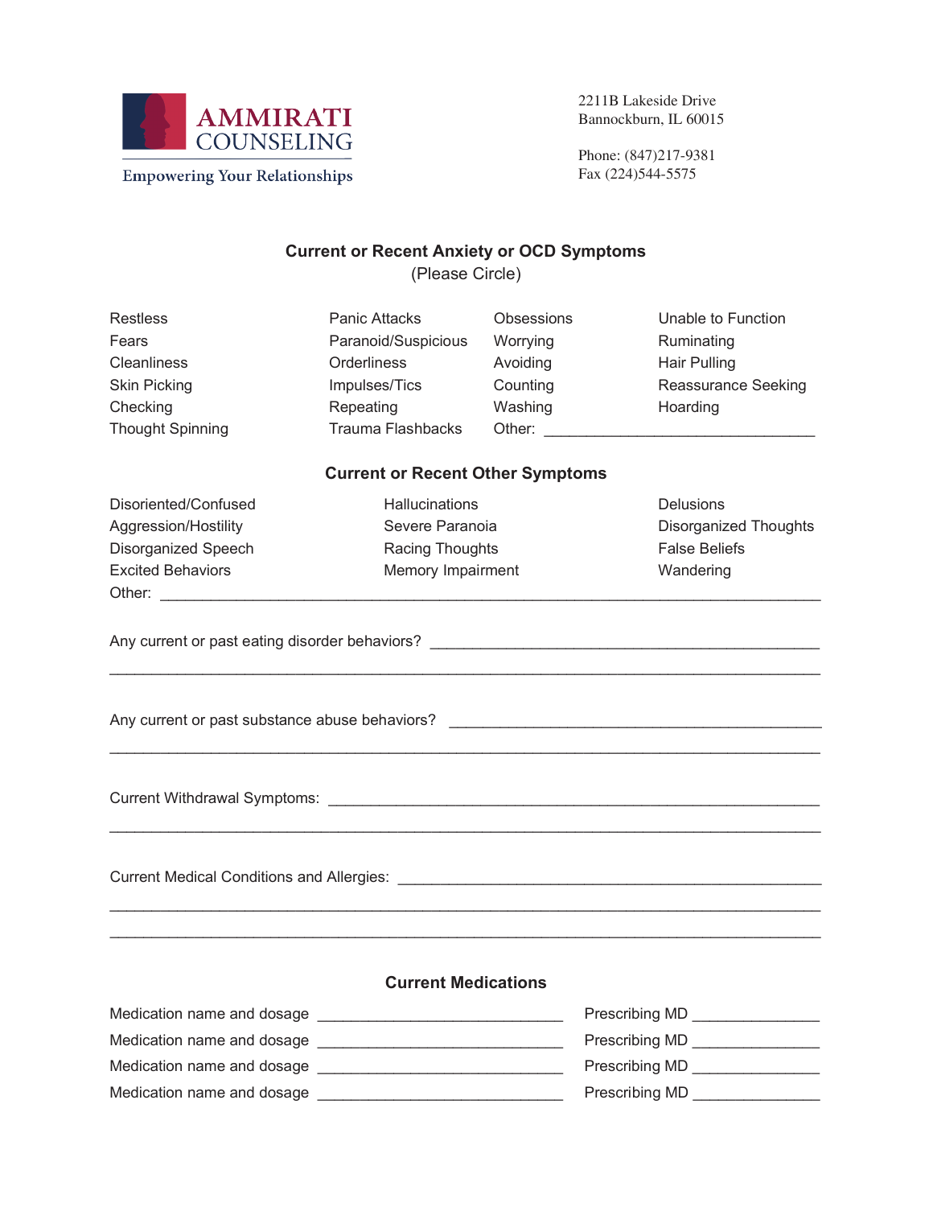AMMIRATI COUNSELING

Empowering Your Relationships

2211B Lakeside Drive
Bannockburn, IL 60015

Phone: (847)217-9381
Fax (224)544-5575

## Current or Recent Anxiety or OCD Symptoms

(Please Circle)

| | | | |
|---|---|---|---|
| Restless | Panic Attacks | Obsessions | Unable to Function |
| Fears | Paranoid/Suspicious | Worrying | Ruminating |
| Cleanliness | Orderliness | Avoiding | Hair Pulling |
| Skin Picking | Impulses/Tics | Counting | Reassurance Seeking |
| Checking | Repeating | Washing | Hoarding |
| Thought Spinning | Trauma Flashbacks | Other: ______________________________ | |

## Current or Recent Other Symptoms

| | | |
|---|---|---|
| Disoriented/Confused | Hallucinations | Delusions |
| Aggression/Hostility | Severe Paranoia | Disorganized Thoughts |
| Disorganized Speech | Racing Thoughts | False Beliefs |
| Excited Behaviors | Memory Impairment | Wandering |

Other: ______________________________________________________________________

Any current or past eating disorder behaviors? ____________________________________________

______________________________________________________________________________

Any current or past substance abuse behaviors? ___________________________________________

______________________________________________________________________________

Current Withdrawal Symptoms: _______________________________________________________

______________________________________________________________________________

Current Medical Conditions and Allergies: _______________________________________________

______________________________________________________________________________

______________________________________________________________________________

## Current Medications

Medication name and dosage ____________________________ Prescribing MD ______________

Medication name and dosage ____________________________ Prescribing MD ______________

Medication name and dosage ____________________________ Prescribing MD ______________

Medication name and dosage ____________________________ Prescribing MD ______________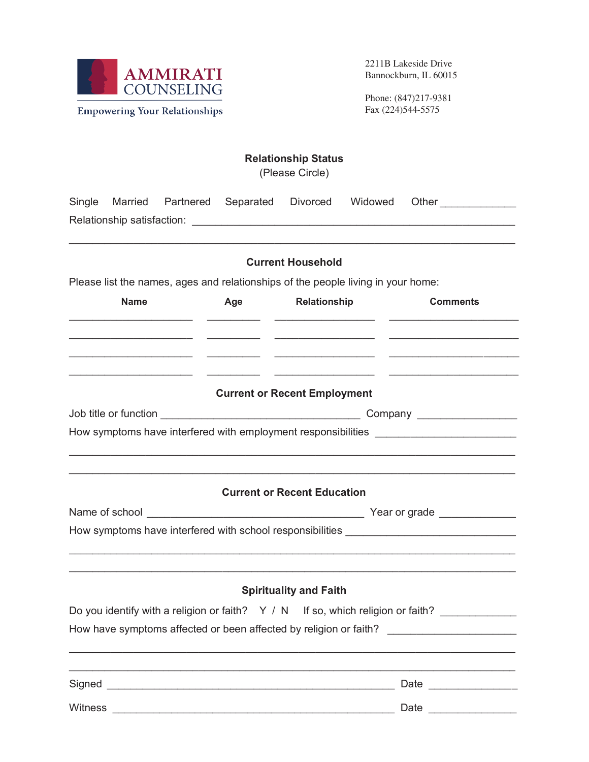**AMMIRATI COUNSELING**
Empowering Your Relationships

2211B Lakeside Drive
Bannockburn, IL 60015

Phone: (847)217-9381
Fax (224)544-5575

## Relationship Status

(Please Circle)

Single Married Partnered Separated Divorced Widowed Other _____________

Relationship satisfaction: ______________________________________________________

________________________________________________________________________

## Current Household

Please list the names, ages and relationships of the people living in your home:

| Name | Age | Relationship | Comments |
|---|---|---|---|
| | | | |
| | | | |
| | | | |
| | | | |

## Current or Recent Employment

Job title or function ___________________________________ Company ________________

How symptoms have interfered with employment responsibilities ________________________

________________________________________________________________________

________________________________________________________________________

## Current or Recent Education

Name of school _____________________________________ Year or grade _____________

How symptoms have interfered with school responsibilities ___________________________

________________________________________________________________________

________________________________________________________________________

## Spirituality and Faith

Do you identify with a religion or faith? Y / N If so, which religion or faith? _____________

How have symptoms affected or been affected by religion or faith? _____________________

________________________________________________________________________

________________________________________________________________________

Signed _______________________________________________ Date ______________

Witness ______________________________________________ Date ______________